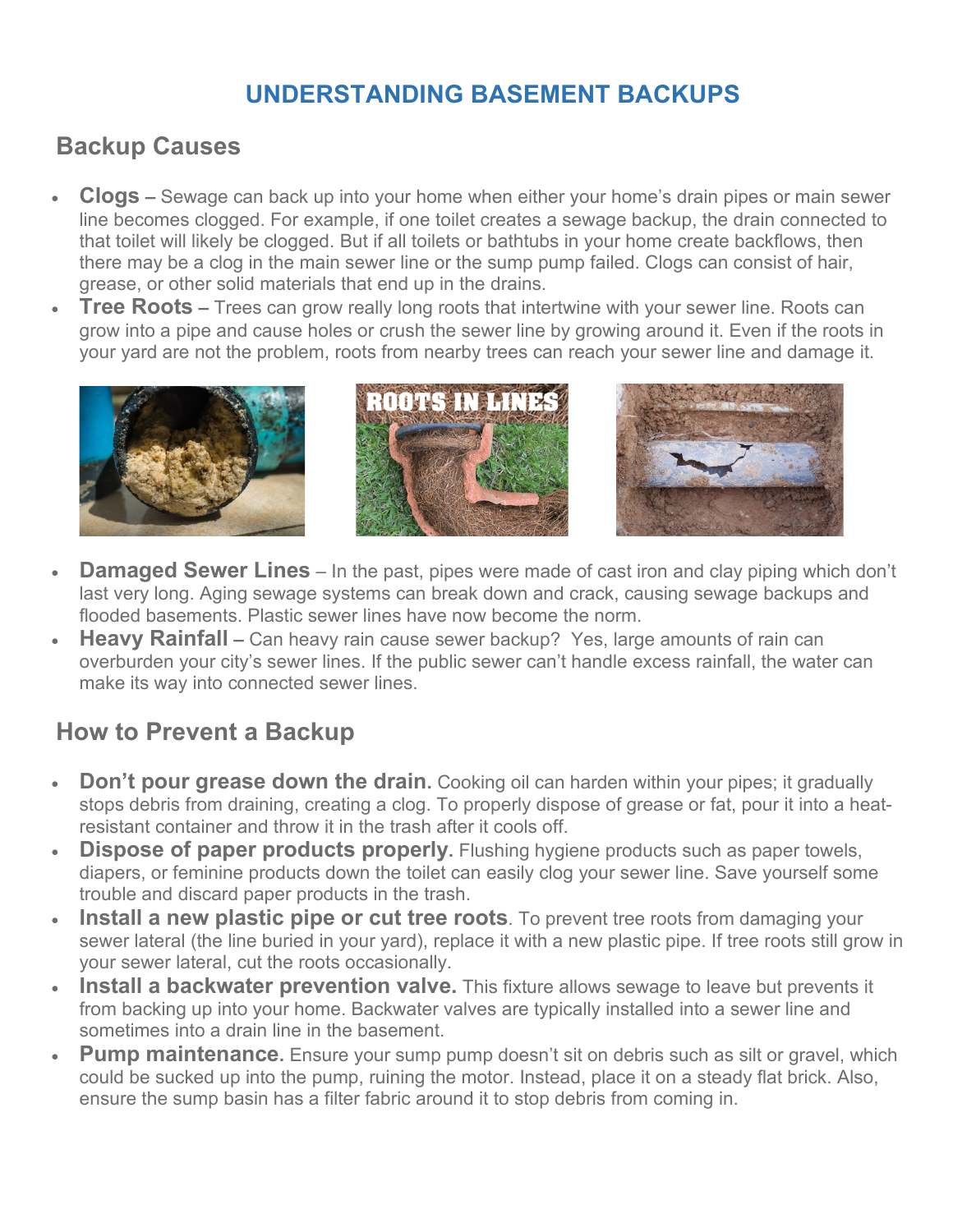# UNDERSTANDING BASEMENT BACKUPS

## Backup Causes

- **Clogs –** Sewage can back up into your home when either your home's drain pipes or main sewer line becomes clogged. For example, if one toilet creates a sewage backup, the drain connected to that toilet will likely be clogged. But if all toilets or bathtubs in your home create backflows, then there may be a clog in the main sewer line or the sump pump failed. Clogs can consist of hair, grease, or other solid materials that end up in the drains.
- **Tree Roots –** Trees can grow really long roots that intertwine with your sewer line. Roots can grow into a pipe and cause holes or crush the sewer line by growing around it. Even if the roots in your yard are not the problem, roots from nearby trees can reach your sewer line and damage it.
- **Damaged Sewer Lines** – In the past, pipes were made of cast iron and clay piping which don't last very long. Aging sewage systems can break down and crack, causing sewage backups and flooded basements. Plastic sewer lines have now become the norm.
- **Heavy Rainfall –** Can heavy rain cause sewer backup? Yes, large amounts of rain can overburden your city's sewer lines. If the public sewer can't handle excess rainfall, the water can make its way into connected sewer lines.

## How to Prevent a Backup

- **Don't pour grease down the drain.** Cooking oil can harden within your pipes; it gradually stops debris from draining, creating a clog. To properly dispose of grease or fat, pour it into a heat-resistant container and throw it in the trash after it cools off.
- **Dispose of paper products properly.** Flushing hygiene products such as paper towels, diapers, or feminine products down the toilet can easily clog your sewer line. Save yourself some trouble and discard paper products in the trash.
- **Install a new plastic pipe or cut tree roots**. To prevent tree roots from damaging your sewer lateral (the line buried in your yard), replace it with a new plastic pipe. If tree roots still grow in your sewer lateral, cut the roots occasionally.
- **Install a backwater prevention valve.** This fixture allows sewage to leave but prevents it from backing up into your home. Backwater valves are typically installed into a sewer line and sometimes into a drain line in the basement.
- **Pump maintenance.** Ensure your sump pump doesn't sit on debris such as silt or gravel, which could be sucked up into the pump, ruining the motor. Instead, place it on a steady flat brick. Also, ensure the sump basin has a filter fabric around it to stop debris from coming in.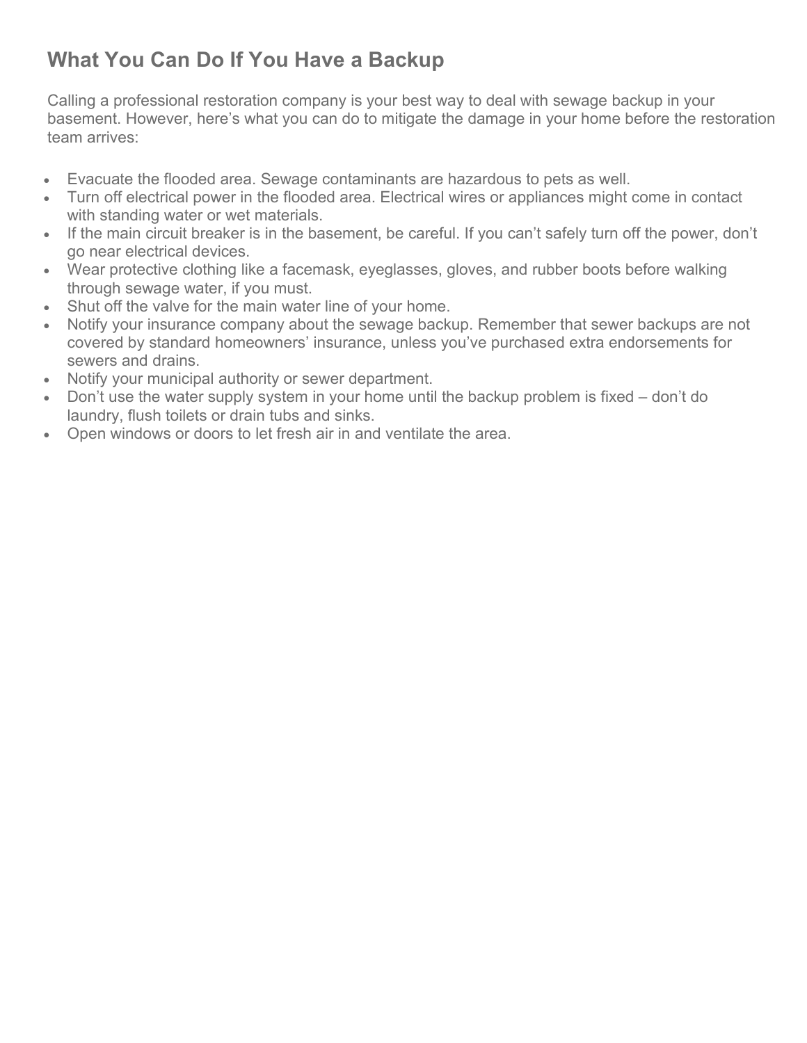## What You Can Do If You Have a Backup

Calling a professional restoration company is your best way to deal with sewage backup in your basement. However, here's what you can do to mitigate the damage in your home before the restoration team arrives:

- Evacuate the flooded area. Sewage contaminants are hazardous to pets as well.
- Turn off electrical power in the flooded area. Electrical wires or appliances might come in contact with standing water or wet materials.
- If the main circuit breaker is in the basement, be careful. If you can't safely turn off the power, don't go near electrical devices.
- Wear protective clothing like a facemask, eyeglasses, gloves, and rubber boots before walking through sewage water, if you must.
- Shut off the valve for the main water line of your home.
- Notify your insurance company about the sewage backup. Remember that sewer backups are not covered by standard homeowners' insurance, unless you've purchased extra endorsements for sewers and drains.
- Notify your municipal authority or sewer department.
- Don't use the water supply system in your home until the backup problem is fixed – don't do laundry, flush toilets or drain tubs and sinks.
- Open windows or doors to let fresh air in and ventilate the area.